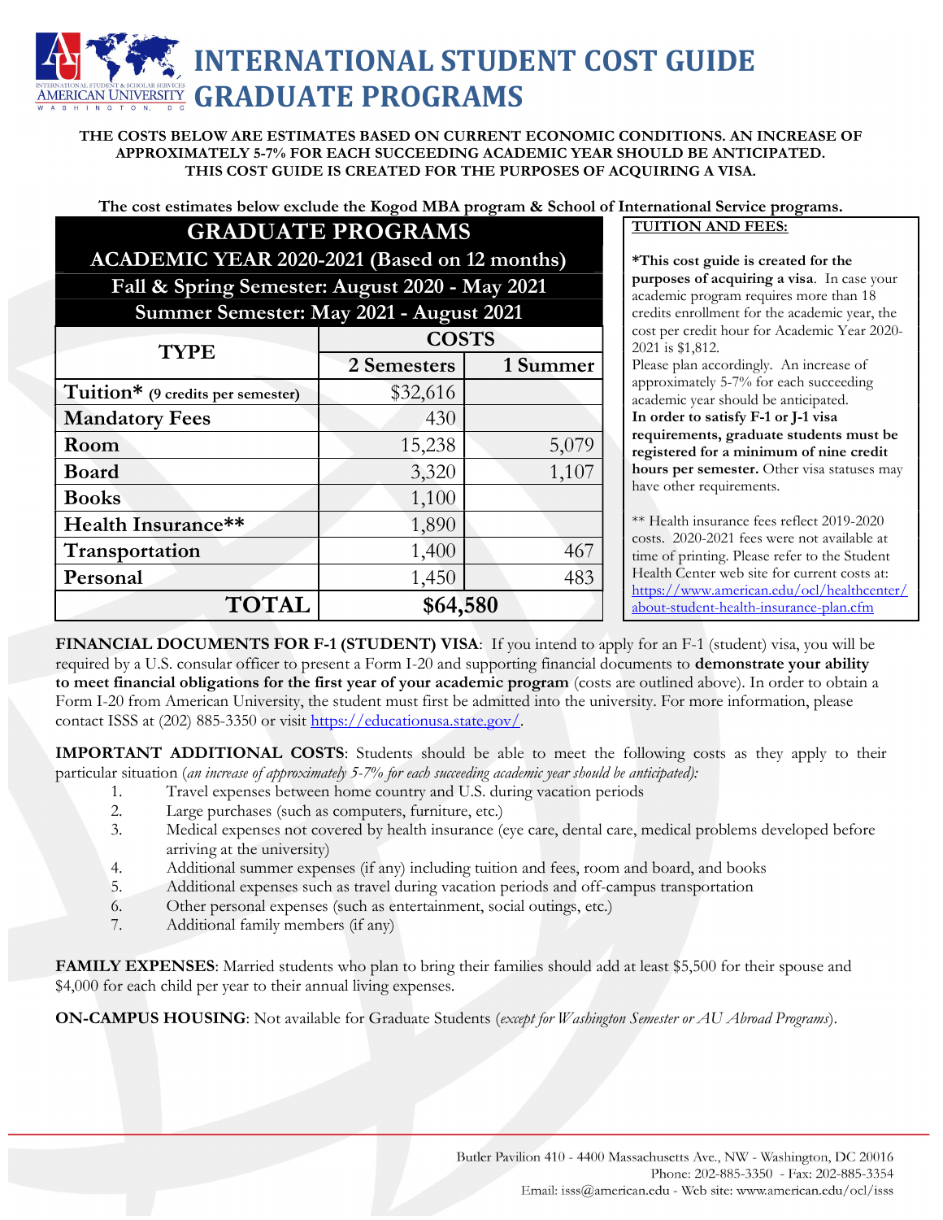# INTERNATIONAL STUDENT COST GUIDE GRADUATE PROGRAMS

**THE COSTS BELOW ARE ESTIMATES BASED ON CURRENT ECONOMIC CONDITIONS. AN INCREASE OF APPROXIMATELY 5-7% FOR EACH SUCCEEDING ACADEMIC YEAR SHOULD BE ANTICIPATED. THIS COST GUIDE IS CREATED FOR THE PURPOSES OF ACQUIRING A VISA.**

**The cost estimates below exclude the Kogod MBA program & School of International Service programs.**

## GRADUATE PROGRAMS

**ACADEMIC YEAR 2020-2021 (Based on 12 months)**

**Fall & Spring Semester: August 2020 - May 2021**

**Summer Semester: May 2021 - August 2021**

| TYPE | COSTS | |
|---|---|---|
| | 2 Semesters | 1 Summer |
| Tuition* (9 credits per semester) | $32,616 | |
| Mandatory Fees | 430 | |
| Room | 15,238 | 5,079 |
| Board | 3,320 | 1,107 |
| Books | 1,100 | |
| Health Insurance** | 1,890 | |
| Transportation | 1,400 | 467 |
| Personal | 1,450 | 483 |
| **TOTAL** | **$64,580** | |

**TUITION AND FEES:**

***This cost guide is created for the purposes of acquiring a visa**. In case your academic program requires more than 18 credits enrollment for the academic year, the cost per credit hour for Academic Year 2020-2021 is $1,812.
Please plan accordingly. An increase of approximately 5-7% for each succeeding academic year should be anticipated.
**In order to satisfy F-1 or J-1 visa requirements, graduate students must be registered for a minimum of nine credit hours per semester.** Other visa statuses may have other requirements.

** Health insurance fees reflect 2019-2020 costs. 2020-2021 fees were not available at time of printing. Please refer to the Student Health Center web site for current costs at: https://www.american.edu/ocl/healthcenter/about-student-health-insurance-plan.cfm

**FINANCIAL DOCUMENTS FOR F-1 (STUDENT) VISA**: If you intend to apply for an F-1 (student) visa, you will be required by a U.S. consular officer to present a Form I-20 and supporting financial documents to **demonstrate your ability to meet financial obligations for the first year of your academic program** (costs are outlined above). In order to obtain a Form I-20 from American University, the student must first be admitted into the university. For more information, please contact ISSS at (202) 885-3350 or visit https://educationusa.state.gov/.

**IMPORTANT ADDITIONAL COSTS**: Students should be able to meet the following costs as they apply to their particular situation (*an increase of approximately 5-7% for each succeeding academic year should be anticipated):*

1. Travel expenses between home country and U.S. during vacation periods
2. Large purchases (such as computers, furniture, etc.)
3. Medical expenses not covered by health insurance (eye care, dental care, medical problems developed before arriving at the university)
4. Additional summer expenses (if any) including tuition and fees, room and board, and books
5. Additional expenses such as travel during vacation periods and off-campus transportation
6. Other personal expenses (such as entertainment, social outings, etc.)
7. Additional family members (if any)

**FAMILY EXPENSES**: Married students who plan to bring their families should add at least $5,500 for their spouse and $4,000 for each child per year to their annual living expenses.

**ON-CAMPUS HOUSING**: Not available for Graduate Students (*except for Washington Semester or AU Abroad Programs*).

Butler Pavilion 410 - 4400 Massachusetts Ave., NW - Washington, DC 20016
Phone: 202-885-3350 - Fax: 202-885-3354
Email: isss@american.edu - Web site: www.american.edu/ocl/isss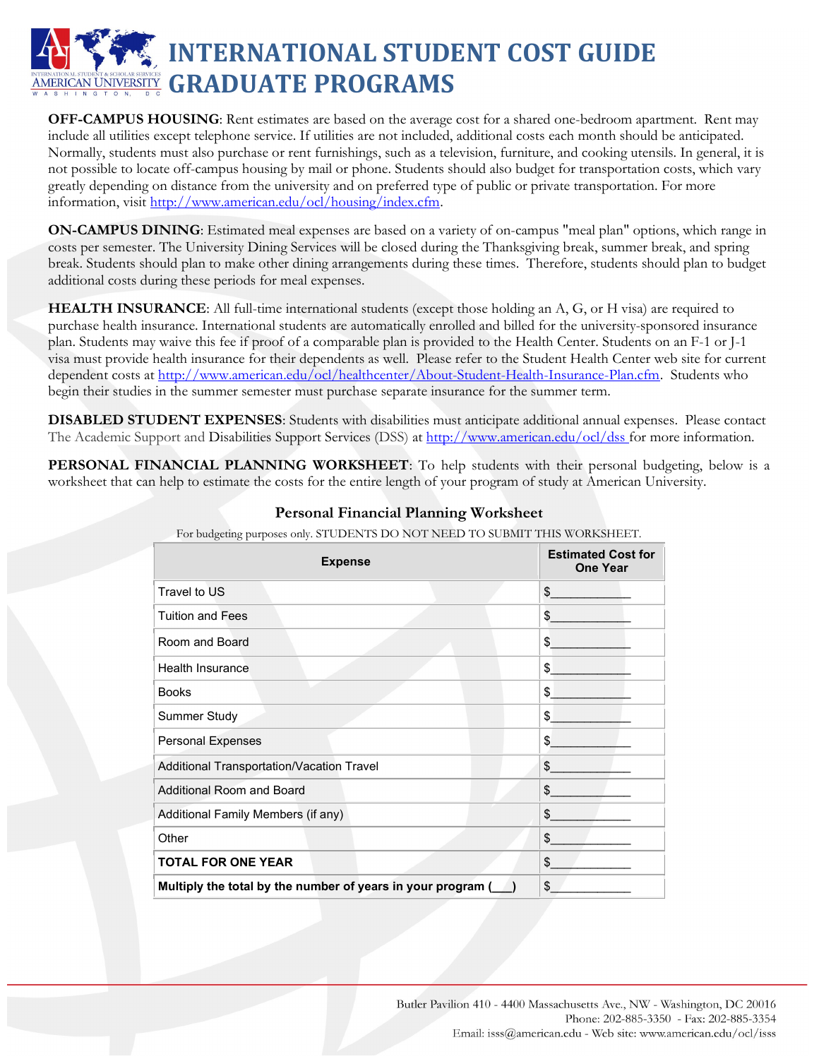# INTERNATIONAL STUDENT COST GUIDE GRADUATE PROGRAMS

**OFF-CAMPUS HOUSING**: Rent estimates are based on the average cost for a shared one-bedroom apartment. Rent may include all utilities except telephone service. If utilities are not included, additional costs each month should be anticipated. Normally, students must also purchase or rent furnishings, such as a television, furniture, and cooking utensils. In general, it is not possible to locate off-campus housing by mail or phone. Students should also budget for transportation costs, which vary greatly depending on distance from the university and on preferred type of public or private transportation. For more information, visit http://www.american.edu/ocl/housing/index.cfm.

**ON-CAMPUS DINING**: Estimated meal expenses are based on a variety of on-campus "meal plan" options, which range in costs per semester. The University Dining Services will be closed during the Thanksgiving break, summer break, and spring break. Students should plan to make other dining arrangements during these times. Therefore, students should plan to budget additional costs during these periods for meal expenses.

**HEALTH INSURANCE**: All full-time international students (except those holding an A, G, or H visa) are required to purchase health insurance. International students are automatically enrolled and billed for the university-sponsored insurance plan. Students may waive this fee if proof of a comparable plan is provided to the Health Center. Students on an F-1 or J-1 visa must provide health insurance for their dependents as well. Please refer to the Student Health Center web site for current dependent costs at http://www.american.edu/ocl/healthcenter/About-Student-Health-Insurance-Plan.cfm. Students who begin their studies in the summer semester must purchase separate insurance for the summer term.

**DISABLED STUDENT EXPENSES**: Students with disabilities must anticipate additional annual expenses. Please contact The Academic Support and Disabilities Support Services (DSS) at http://www.american.edu/ocl/dss for more information.

**PERSONAL FINANCIAL PLANNING WORKSHEET**: To help students with their personal budgeting, below is a worksheet that can help to estimate the costs for the entire length of your program of study at American University.

## Personal Financial Planning Worksheet

For budgeting purposes only. STUDENTS DO NOT NEED TO SUBMIT THIS WORKSHEET.

| Expense | Estimated Cost for One Year |
|---|---|
| Travel to US | $____________ |
| Tuition and Fees | $____________ |
| Room and Board | $____________ |
| Health Insurance | $____________ |
| Books | $____________ |
| Summer Study | $____________ |
| Personal Expenses | $____________ |
| Additional Transportation/Vacation Travel | $____________ |
| Additional Room and Board | $____________ |
| Additional Family Members (if any) | $____________ |
| Other | $____________ |
| **TOTAL FOR ONE YEAR** | $____________ |
| **Multiply the total by the number of years in your program (___)** | $____________ |

Butler Pavilion 410 - 4400 Massachusetts Ave., NW - Washington, DC 20016
Phone: 202-885-3350 - Fax: 202-885-3354
Email: isss@american.edu - Web site: www.american.edu/ocl/isss